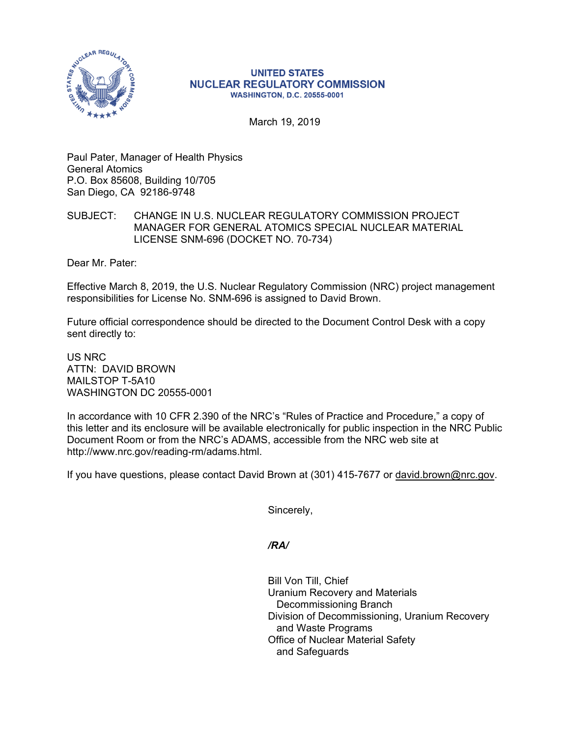**UNITED STATES**
**NUCLEAR REGULATORY COMMISSION**
**WASHINGTON, D.C. 20555-0001**

March 19, 2019

Paul Pater, Manager of Health Physics
General Atomics
P.O. Box 85608, Building 10/705
San Diego, CA 92186-9748

SUBJECT: CHANGE IN U.S. NUCLEAR REGULATORY COMMISSION PROJECT MANAGER FOR GENERAL ATOMICS SPECIAL NUCLEAR MATERIAL LICENSE SNM-696 (DOCKET NO. 70-734)

Dear Mr. Pater:

Effective March 8, 2019, the U.S. Nuclear Regulatory Commission (NRC) project management responsibilities for License No. SNM-696 is assigned to David Brown.

Future official correspondence should be directed to the Document Control Desk with a copy sent directly to:

US NRC
ATTN: DAVID BROWN
MAILSTOP T-5A10
WASHINGTON DC 20555-0001

In accordance with 10 CFR 2.390 of the NRC's "Rules of Practice and Procedure," a copy of this letter and its enclosure will be available electronically for public inspection in the NRC Public Document Room or from the NRC's ADAMS, accessible from the NRC web site at http://www.nrc.gov/reading-rm/adams.html.

If you have questions, please contact David Brown at (301) 415-7677 or david.brown@nrc.gov.

Sincerely,

*/RA/*

Bill Von Till, Chief
Uranium Recovery and Materials
Decommissioning Branch
Division of Decommissioning, Uranium Recovery
and Waste Programs
Office of Nuclear Material Safety
and Safeguards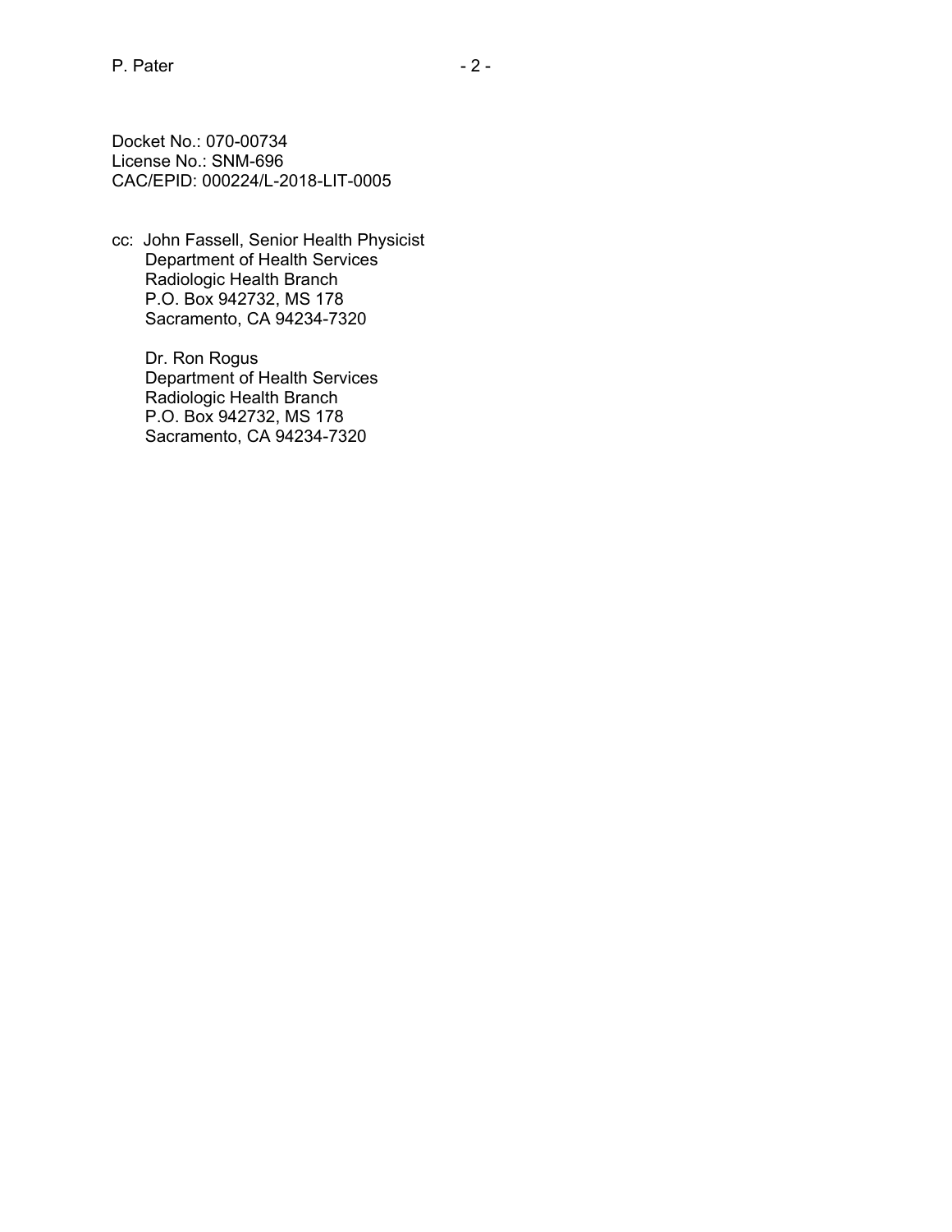Docket No.: 070-00734
License No.: SNM-696
CAC/EPID: 000224/L-2018-LIT-0005

cc: John Fassell, Senior Health Physicist
Department of Health Services
Radiologic Health Branch
P.O. Box 942732, MS 178
Sacramento, CA 94234-7320

Dr. Ron Rogus
Department of Health Services
Radiologic Health Branch
P.O. Box 942732, MS 178
Sacramento, CA 94234-7320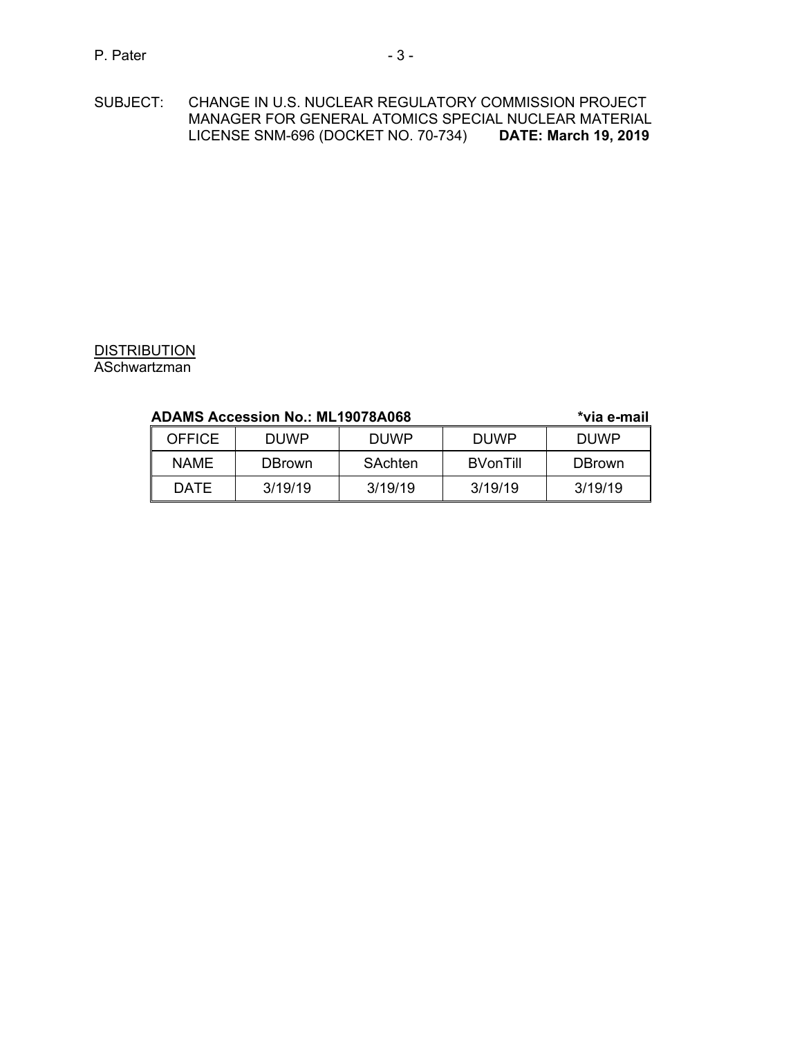SUBJECT: CHANGE IN U.S. NUCLEAR REGULATORY COMMISSION PROJECT MANAGER FOR GENERAL ATOMICS SPECIAL NUCLEAR MATERIAL LICENSE SNM-696 (DOCKET NO. 70-734) **DATE: March 19, 2019**

DISTRIBUTION
ASchwartzman

**ADAMS Accession No.: ML19078A068** **\*via e-mail**

| OFFICE | DUWP | DUWP | DUWP | DUWP |
|---|---|---|---|---|
| NAME | DBrown | SAchten | BVonTill | DBrown |
| DATE | 3/19/19 | 3/19/19 | 3/19/19 | 3/19/19 |